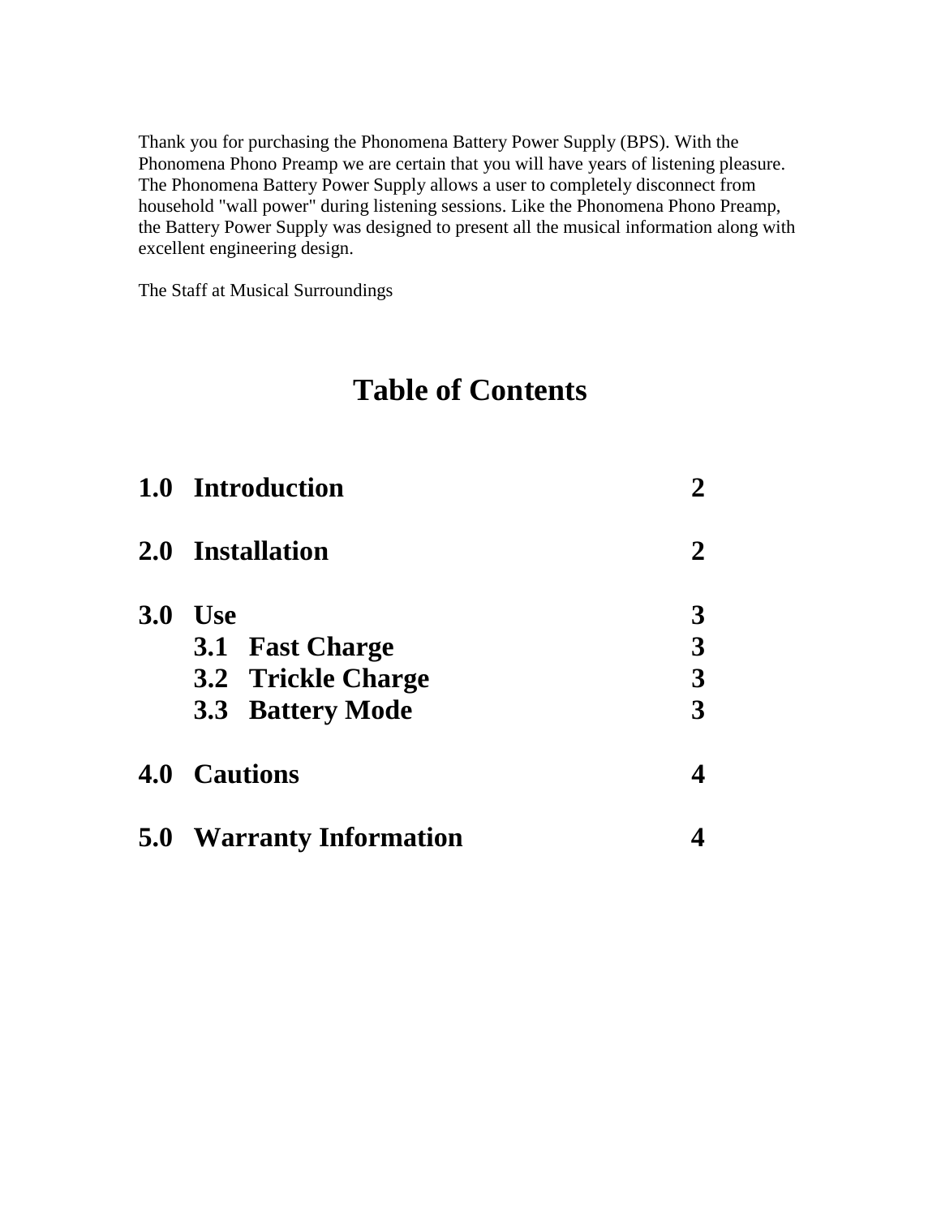Thank you for purchasing the Phonomena Battery Power Supply (BPS). With the Phonomena Phono Preamp we are certain that you will have years of listening pleasure. The Phonomena Battery Power Supply allows a user to completely disconnect from household "wall power" during listening sessions. Like the Phonomena Phono Preamp, the Battery Power Supply was designed to present all the musical information along with excellent engineering design.

The Staff at Musical Surroundings

# Table of Contents

| | | |
|---|---|---|
| **1.0** | **Introduction** | **2** |
| **2.0** | **Installation** | **2** |
| **3.0** | **Use** | **3** |
| | **3.1 Fast Charge** | **3** |
| | **3.2 Trickle Charge** | **3** |
| | **3.3 Battery Mode** | **3** |
| **4.0** | **Cautions** | **4** |
| **5.0** | **Warranty Information** | **4** |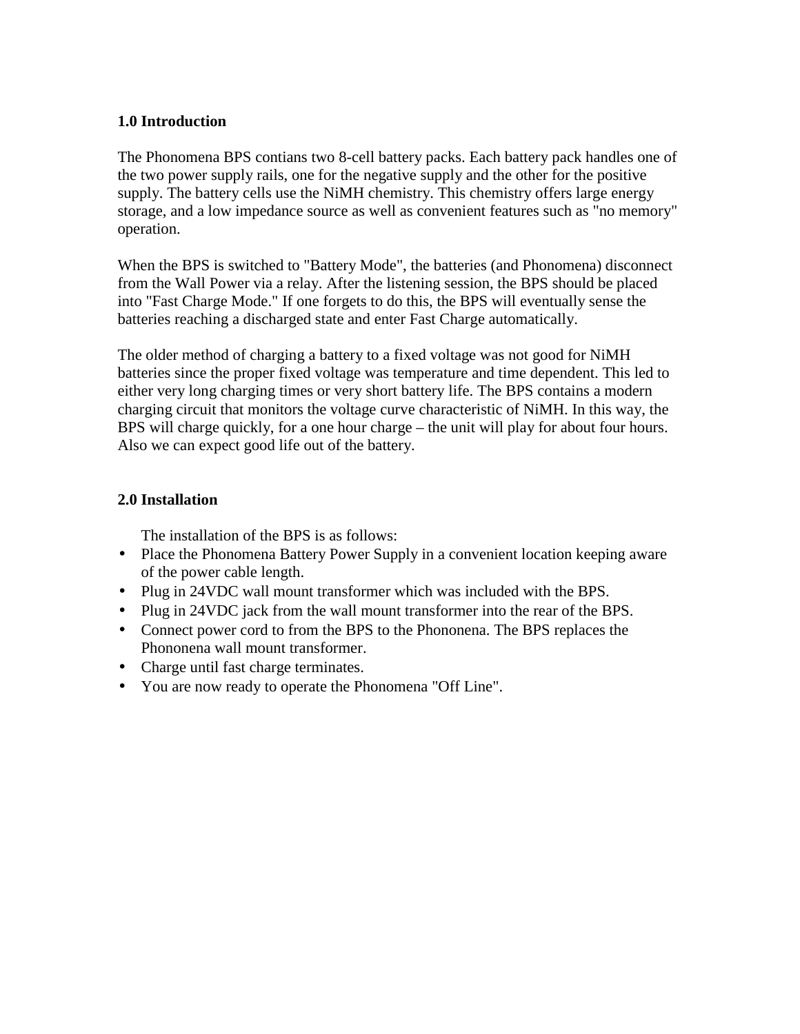## 1.0 Introduction

The Phonomena BPS contians two 8-cell battery packs. Each battery pack handles one of the two power supply rails, one for the negative supply and the other for the positive supply. The battery cells use the NiMH chemistry. This chemistry offers large energy storage, and a low impedance source as well as convenient features such as "no memory" operation.

When the BPS is switched to "Battery Mode", the batteries (and Phonomena) disconnect from the Wall Power via a relay. After the listening session, the BPS should be placed into "Fast Charge Mode." If one forgets to do this, the BPS will eventually sense the batteries reaching a discharged state and enter Fast Charge automatically.

The older method of charging a battery to a fixed voltage was not good for NiMH batteries since the proper fixed voltage was temperature and time dependent. This led to either very long charging times or very short battery life. The BPS contains a modern charging circuit that monitors the voltage curve characteristic of NiMH. In this way, the BPS will charge quickly, for a one hour charge – the unit will play for about four hours. Also we can expect good life out of the battery.

## 2.0 Installation

The installation of the BPS is as follows:

- Place the Phonomena Battery Power Supply in a convenient location keeping aware of the power cable length.
- Plug in 24VDC wall mount transformer which was included with the BPS.
- Plug in 24VDC jack from the wall mount transformer into the rear of the BPS.
- Connect power cord to from the BPS to the Phononena. The BPS replaces the Phononena wall mount transformer.
- Charge until fast charge terminates.
- You are now ready to operate the Phonomena "Off Line".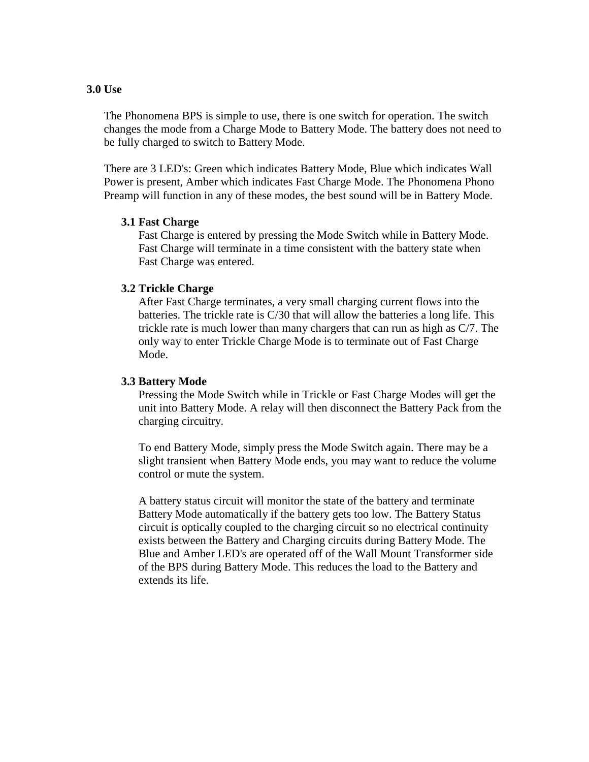## 3.0 Use

The Phonomena BPS is simple to use, there is one switch for operation. The switch changes the mode from a Charge Mode to Battery Mode. The battery does not need to be fully charged to switch to Battery Mode.

There are 3 LED's: Green which indicates Battery Mode, Blue which indicates Wall Power is present, Amber which indicates Fast Charge Mode. The Phonomena Phono Preamp will function in any of these modes, the best sound will be in Battery Mode.

### 3.1 Fast Charge

Fast Charge is entered by pressing the Mode Switch while in Battery Mode. Fast Charge will terminate in a time consistent with the battery state when Fast Charge was entered.

### 3.2 Trickle Charge

After Fast Charge terminates, a very small charging current flows into the batteries. The trickle rate is C/30 that will allow the batteries a long life. This trickle rate is much lower than many chargers that can run as high as C/7. The only way to enter Trickle Charge Mode is to terminate out of Fast Charge Mode.

### 3.3 Battery Mode

Pressing the Mode Switch while in Trickle or Fast Charge Modes will get the unit into Battery Mode. A relay will then disconnect the Battery Pack from the charging circuitry.

To end Battery Mode, simply press the Mode Switch again. There may be a slight transient when Battery Mode ends, you may want to reduce the volume control or mute the system.

A battery status circuit will monitor the state of the battery and terminate Battery Mode automatically if the battery gets too low. The Battery Status circuit is optically coupled to the charging circuit so no electrical continuity exists between the Battery and Charging circuits during Battery Mode. The Blue and Amber LED's are operated off of the Wall Mount Transformer side of the BPS during Battery Mode. This reduces the load to the Battery and extends its life.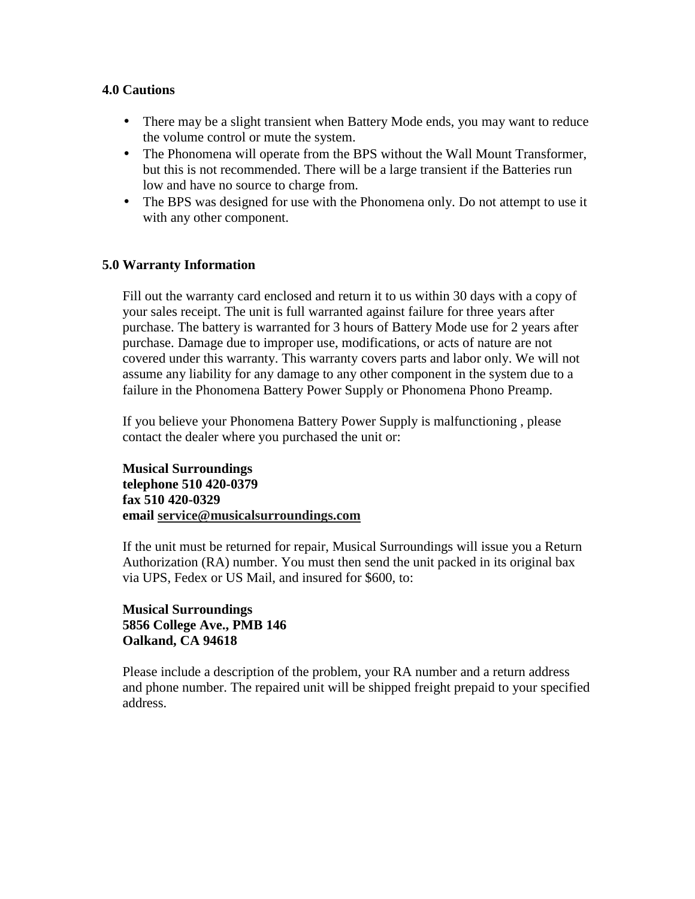## 4.0 Cautions

- There may be a slight transient when Battery Mode ends, you may want to reduce the volume control or mute the system.
- The Phonomena will operate from the BPS without the Wall Mount Transformer, but this is not recommended. There will be a large transient if the Batteries run low and have no source to charge from.
- The BPS was designed for use with the Phonomena only. Do not attempt to use it with any other component.

## 5.0 Warranty Information

Fill out the warranty card enclosed and return it to us within 30 days with a copy of your sales receipt. The unit is full warranted against failure for three years after purchase. The battery is warranted for 3 hours of Battery Mode use for 2 years after purchase. Damage due to improper use, modifications, or acts of nature are not covered under this warranty. This warranty covers parts and labor only. We will not assume any liability for any damage to any other component in the system due to a failure in the Phonomena Battery Power Supply or Phonomena Phono Preamp.

If you believe your Phonomena Battery Power Supply is malfunctioning , please contact the dealer where you purchased the unit or:

**Musical Surroundings**
**telephone 510 420-0379**
**fax 510 420-0329**
**email service@musicalsurroundings.com**

If the unit must be returned for repair, Musical Surroundings will issue you a Return Authorization (RA) number. You must then send the unit packed in its original bax via UPS, Fedex or US Mail, and insured for $600, to:

**Musical Surroundings**
**5856 College Ave., PMB 146**
**Oalkand, CA 94618**

Please include a description of the problem, your RA number and a return address and phone number. The repaired unit will be shipped freight prepaid to your specified address.